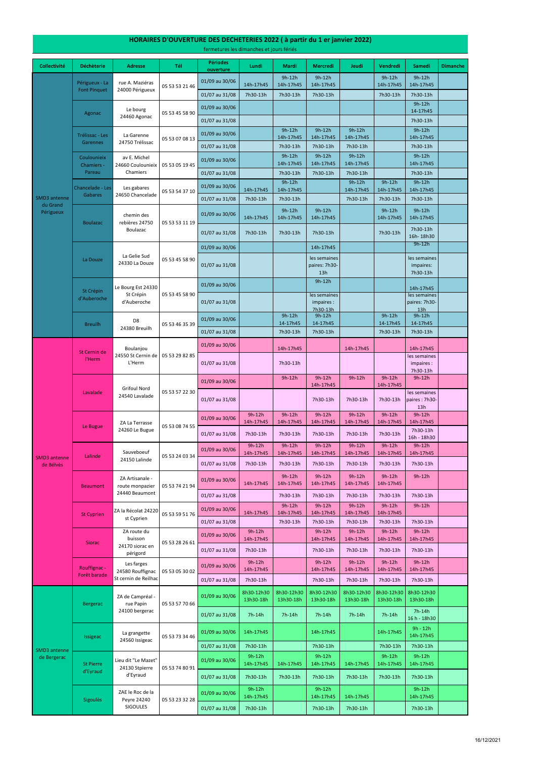# HORAIRES D'OUVERTURE DES DECHETERIES 2022 ( à partir du 1 er janvier 2022)

fermetures les dimanches et jours fériés

| Collectivité | Déchèterie | Adresse | Tél | Périodes ouverture | Lundi | Mardi | Mercredi | Jeudi | Vendredi | Samedi | Dimanche |
|---|---|---|---|---|---|---|---|---|---|---|---|
| SMD3 antenne du Grand Périgueux | Périgueux - La Font Pinquet | rue A. Maziéras 24000 Périgueux | 05 53 53 21 46 | 01/09 au 30/06 | 14h-17h45 | 9h-12h 14h-17h45 | 9h-12h 14h-17h45 | | 9h-12h 14h-17h45 | 9h-12h 14h-17h45 | |
| | | | | 01/07 au 31/08 | 7h30-13h | 7h30-13h | 7h30-13h | | 7h30-13h | 7h30-13h | |
| | Agonac | Le bourg 24460 Agonac | 05 53 45 58 90 | 01/09 au 30/06 | | | | | | 9h-12h 14-17h45 | |
| | | | | 01/07 au 31/08 | | | | | | 7h30-13h | |
| | Trélissac - Les Garennes | La Garenne 24750 Trélissac | 05 53 07 08 13 | 01/09 au 30/06 | | 9h-12h 14h-17h45 | 9h-12h 14h-17h45 | 9h-12h 14h-17h45 | | 9h-12h 14h-17h45 | |
| | | | | 01/07 au 31/08 | | 7h30-13h | 7h30-13h | 7h30-13h | | 7h30-13h | |
| | Coulounieix Chamiers - Pareau | av E. Michel 24660 Coulounieix Chamiers | 05 53 05 19 45 | 01/09 au 30/06 | | 9h-12h 14h-17h45 | 9h-12h 14h-17h45 | 9h-12h 14h-17h45 | | 9h-12h 14h-17h45 | |
| | | | | 01/07 au 31/08 | | 7h30-13h | 7h30-13h | 7h30-13h | | 7h30-13h | |
| | Chancelade - Les Gabares | Les gabares 24650 Chancelade | 05 53 54 37 10 | 01/09 au 30/06 | 14h-17h45 | 9h-12h 14h-17h45 | | 9h-12h 14h-17h45 | 9h-12h 14h-17h45 | 9h-12h 14h-17h45 | |
| | | | | 01/07 au 31/08 | 7h30-13h | 7h30-13h | | 7h30-13h | 7h30-13h | 7h30-13h | |
| | Boulazac | chemin des rebières 24750 Boulazac | 05 53 53 11 19 | 01/09 au 30/06 | 14h-17h45 | 9h-12h 14h-17h45 | 9h-12h 14h-17h45 | | 9h-12h 14h-17h45 | 9h-12h 14h-17h45 | |
| | | | | 01/07 au 31/08 | 7h30-13h | 7h30-13h | 7h30-13h | | 7h30-13h | 7h30-13h 16h- 18h30 | |
| | La Douze | La Gelie Sud 24330 La Douze | 05 53 45 58 90 | 01/09 au 30/06 | | | 14h-17h45 | | | 9h-12h | |
| | | | | 01/07 au 31/08 | | | les semaines paires: 7h30-13h | | | les semaines impaires: 7h30-13h | |
| | St Crépin d'Auberoche | Le Bourg Est 24330 St Crépin d'Auberoche | 05 53 45 58 90 | 01/09 au 30/06 | | | 9h-12h | | | 14h-17h45 | |
| | | | | 01/07 au 31/08 | | | les semaines impaires : 7h30-13h | | | les semaines paires: 7h30-13h | |
| | Breuilh | D8 24380 Breuilh | 05 53 46 35 39 | 01/09 au 30/06 | | 9h-12h 14-17h45 | 9h-12h 14-17h45 | | 9h-12h 14-17h45 | 9h-12h 14-17h45 | |
| | | | | 01/07 au 31/08 | | 7h30-13h | 7h30-13h | | 7h30-13h | 7h30-13h | |
| SMD3 antenne de Bélvès | St Cernin de l'Herm | Boulanjou 24550 St Cernin de L'Herm | 05 53 29 82 85 | 01/09 au 30/06 | | 14h-17h45 | | 14h-17h45 | | 14h-17h45 | |
| | | | | 01/07 au 31/08 | | 7h30-13h | | | | les semaines impaires : 7h30-13h | |
| | Lavalade | Grifoul Nord 24540 Lavalade | 05 53 57 22 30 | 01/09 au 30/06 | | 9h-12h | 9h-12h 14h-17h45 | 9h-12h | 9h-12h 14h-17h45 | 9h-12h | |
| | | | | 01/07 au 31/08 | | | 7h30-13h | 7h30-13h | 7h30-13h | les semaines paires : 7h30-13h | |
| | Le Bugue | ZA La Terrasse 24260 Le Bugue | 05 53 08 74 55 | 01/09 au 30/06 | 9h-12h 14h-17h45 | 9h-12h 14h-17h45 | 9h-12h 14h-17h45 | 9h-12h 14h-17h45 | 9h-12h 14h-17h45 | 9h-12h 14h-17h45 | |
| | | | | 01/07 au 31/08 | 7h30-13h | 7h30-13h | 7h30-13h | 7h30-13h | 7h30-13h | 7h30-13h 16h - 18h30 | |
| | Lalinde | Sauveboeuf 24150 Lalinde | 05 53 24 03 34 | 01/09 au 30/06 | 9h-12h 14h-17h45 | 9h-12h 14h-17h45 | 9h-12h 14h-17h45 | 9h-12h 14h-17h45 | 9h-12h 14h-17h45 | 9h-12h 14h-17h45 | |
| | | | | 01/07 au 31/08 | 7h30-13h | 7h30-13h | 7h30-13h | 7h30-13h | 7h30-13h | 7h30-13h | |
| | Beaumont | ZA Artisanale - route monpazier 24440 Beaumont | 05 53 74 21 94 | 01/09 au 30/06 | 14h-17h45 | 9h-12h 14h-17h45 | 9h-12h 14h-17h45 | 9h-12h 14h-17h45 | 9h-12h 14h-17h45 | 9h-12h | |
| | | | | 01/07 au 31/08 | | 7h30-13h | 7h30-13h | 7h30-13h | 7h30-13h | 7h30-13h | |
| | St Cyprien | ZA la Récolat 24220 st Cyprien | 05 53 59 51 76 | 01/09 au 30/06 | 14h-17h45 | 9h-12h 14h-17h45 | 9h-12h 14h-17h45 | 9h-12h 14h-17h45 | 9h-12h 14h-17h45 | 9h-12h | |
| | | | | 01/07 au 31/08 | | 7h30-13h | 7h30-13h | 7h30-13h | 7h30-13h | 7h30-13h | |
| | Siorac | ZA route du buisson 24170 siorac en périgord | 05 53 28 26 61 | 01/09 au 30/06 | 9h-12h 14h-17h45 | | 9h-12h 14h-17h45 | 9h-12h 14h-17h45 | 9h-12h 14h-17h45 | 9h-12h 14h-17h45 | |
| | | | | 01/07 au 31/08 | 7h30-13h | | 7h30-13h | 7h30-13h | 7h30-13h | 7h30-13h | |
| | Rouffignac - Forêt barade | Les farges 24580 Rouffignac St cernin de Reilhac | 05 53 05 30 02 | 01/09 au 30/06 | 9h-12h 14h-17h45 | | 9h-12h 14h-17h45 | 9h-12h 14h-17h45 | 9h-12h 14h-17h45 | 9h-12h 14h-17h45 | |
| | | | | 01/07 au 31/08 | 7h30-13h | | 7h30-13h | 7h30-13h | 7h30-13h | 7h30-13h | |
| SMD3 antenne de Bergerac | Bergerac | ZA de Campréal - rue Papin 24100 bergerac | 05 53 57 70 66 | 01/09 au 30/06 | 8h30-12h30 13h30-18h | 8h30-12h30 13h30-18h | 8h30-12h30 13h30-18h | 8h30-12h30 13h30-18h | 8h30-12h30 13h30-18h | 8h30-12h30 13h30-18h | |
| | | | | 01/07 au 31/08 | 7h-14h | 7h-14h | 7h-14h | 7h-14h | 7h-14h | 7h-14h 16 h - 18h30 | |
| | Issigeac | La grangette 24560 Issigeac | 05 53 73 34 46 | 01/09 au 30/06 | 14h-17h45 | | 14h-17h45 | | 14h-17h45 | 9h - 12h 14h-17h45 | |
| | | | | 01/07 au 31/08 | 7h30-13h | | 7h30-13h | | 7h30-13h | 7h30-13h | |
| | St Pierre d'Eyraud | Lieu dit "Le Mazet" 24130 Stpierre d'Eyraud | 05 53 74 80 91 | 01/09 au 30/06 | 9h-12h 14h-17h45 | 14h-17h45 | 9h-12h 14h-17h45 | 14h-17h45 | 9h-12h 14h-17h45 | 9h-12h 14h-17h45 | |
| | | | | 01/07 au 31/08 | 7h30-13h | 7h30-13h | 7h30-13h | 7h30-13h | 7h30-13h | 7h30-13h | |
| | Sigoulès | ZAE le Roc de la Peyre 24240 SIGOULES | 05 53 23 32 28 | 01/09 au 30/06 | 9h-12h 14h-17h45 | | 9h-12h 14h-17h45 | 14h-17h45 | | 9h-12h 14h-17h45 | |
| | | | | 01/07 au 31/08 | 7h30-13h | | 7h30-13h | 7h30-13h | | 7h30-13h | |

16/12/2021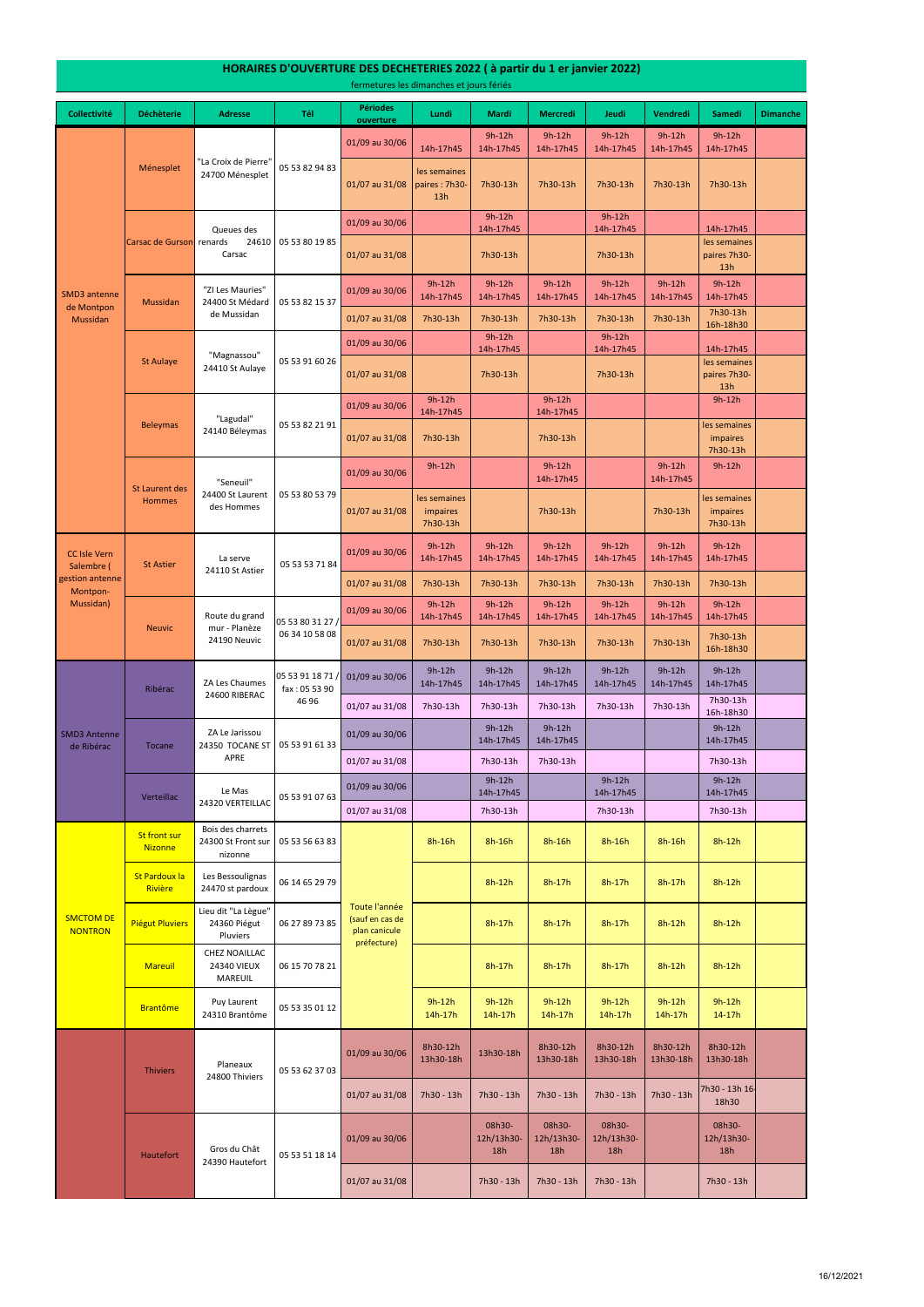# HORAIRES D'OUVERTURE DES DECHETERIES 2022 ( à partir du 1 er janvier 2022)

fermetures les dimanches et jours fériés

| Collectivité | Déchèterie | Adresse | Tél | Périodes ouverture | Lundi | Mardi | Mercredi | Jeudi | Vendredi | Samedi | Dimanche |
|---|---|---|---|---|---|---|---|---|---|---|---|
| SMD3 antenne de Montpon Mussidan | Ménesplet | "La Croix de Pierre" 24700 Ménesplet | 05 53 82 94 83 | 01/09 au 30/06 | 14h-17h45 | 9h-12h 14h-17h45 | 9h-12h 14h-17h45 | 9h-12h 14h-17h45 | 9h-12h 14h-17h45 | 9h-12h 14h-17h45 | |
| | | | | 01/07 au 31/08 | les semaines paires : 7h30-13h | 7h30-13h | 7h30-13h | 7h30-13h | 7h30-13h | 7h30-13h | |
| | Carsac de Gurson | Queues des renards 24610 Carsac | 05 53 80 19 85 | 01/09 au 30/06 | | 9h-12h 14h-17h45 | | 9h-12h 14h-17h45 | | 14h-17h45 | |
| | | | | 01/07 au 31/08 | | 7h30-13h | | 7h30-13h | | les semaines paires 7h30-13h | |
| | Mussidan | "ZI Les Mauries" 24400 St Médard de Mussidan | 05 53 82 15 37 | 01/09 au 30/06 | 9h-12h 14h-17h45 | 9h-12h 14h-17h45 | 9h-12h 14h-17h45 | 9h-12h 14h-17h45 | 9h-12h 14h-17h45 | 9h-12h 14h-17h45 | |
| | | | | 01/07 au 31/08 | 7h30-13h | 7h30-13h | 7h30-13h | 7h30-13h | 7h30-13h | 7h30-13h 16h-18h30 | |
| | St Aulaye | "Magnassou" 24410 St Aulaye | 05 53 91 60 26 | 01/09 au 30/06 | | 9h-12h 14h-17h45 | | 9h-12h 14h-17h45 | | 14h-17h45 | |
| | | | | 01/07 au 31/08 | | 7h30-13h | | 7h30-13h | | les semaines paires 7h30-13h | |
| | Beleymas | "Lagudal" 24140 Béleymas | 05 53 82 21 91 | 01/09 au 30/06 | 9h-12h 14h-17h45 | | 9h-12h 14h-17h45 | | | 9h-12h | |
| | | | | 01/07 au 31/08 | 7h30-13h | | 7h30-13h | | | les semaines impaires 7h30-13h | |
| | St Laurent des Hommes | "Seneuil" 24400 St Laurent des Hommes | 05 53 80 53 79 | 01/09 au 30/06 | 9h-12h | | 9h-12h 14h-17h45 | | 9h-12h 14h-17h45 | 9h-12h | |
| | | | | 01/07 au 31/08 | les semaines impaires 7h30-13h | | 7h30-13h | | 7h30-13h | les semaines impaires 7h30-13h | |
| CC Isle Vern Salembre ( gestion antenne Montpon-Mussidan) | St Astier | La serve 24110 St Astier | 05 53 53 71 84 | 01/09 au 30/06 | 9h-12h 14h-17h45 | 9h-12h 14h-17h45 | 9h-12h 14h-17h45 | 9h-12h 14h-17h45 | 9h-12h 14h-17h45 | 9h-12h 14h-17h45 | |
| | | | | 01/07 au 31/08 | 7h30-13h | 7h30-13h | 7h30-13h | 7h30-13h | 7h30-13h | 7h30-13h | |
| | Neuvic | Route du grand mur - Planèze 24190 Neuvic | 05 53 80 31 27 / 06 34 10 58 08 | 01/09 au 30/06 | 9h-12h 14h-17h45 | 9h-12h 14h-17h45 | 9h-12h 14h-17h45 | 9h-12h 14h-17h45 | 9h-12h 14h-17h45 | 9h-12h 14h-17h45 | |
| | | | | 01/07 au 31/08 | 7h30-13h | 7h30-13h | 7h30-13h | 7h30-13h | 7h30-13h | 7h30-13h 16h-18h30 | |
| SMD3 Antenne de Ribérac | Ribérac | ZA Les Chaumes 24600 RIBERAC | 05 53 91 18 71 / fax : 05 53 90 46 96 | 01/09 au 30/06 | 9h-12h 14h-17h45 | 9h-12h 14h-17h45 | 9h-12h 14h-17h45 | 9h-12h 14h-17h45 | 9h-12h 14h-17h45 | 9h-12h 14h-17h45 | |
| | | | | 01/07 au 31/08 | 7h30-13h | 7h30-13h | 7h30-13h | 7h30-13h | 7h30-13h | 7h30-13h 16h-18h30 | |
| | Tocane | ZA Le Jarissou 24350 TOCANE ST APRE | 05 53 91 61 33 | 01/09 au 30/06 | | 9h-12h 14h-17h45 | 9h-12h 14h-17h45 | | | 9h-12h 14h-17h45 | |
| | | | | 01/07 au 31/08 | | 7h30-13h | 7h30-13h | | | 7h30-13h | |
| | Verteillac | Le Mas 24320 VERTEILLAC | 05 53 91 07 63 | 01/09 au 30/06 | | 9h-12h 14h-17h45 | | 9h-12h 14h-17h45 | | 9h-12h 14h-17h45 | |
| | | | | 01/07 au 31/08 | | 7h30-13h | | 7h30-13h | | 7h30-13h | |
| SMCTOM DE NONTRON | St front sur Nizonne | Bois des charrets 24300 St Front sur nizonne | 05 53 56 63 83 | Toute l'année (sauf en cas de plan canicule préfecture) | 8h-16h | 8h-16h | 8h-16h | 8h-16h | 8h-16h | 8h-12h | |
| | St Pardoux la Rivière | Les Bessoulignas 24470 st pardoux | 06 14 65 29 79 | | | 8h-12h | 8h-17h | 8h-17h | 8h-17h | 8h-12h | |
| | Piégut Pluviers | Lieu dit "La Lègue" 24360 Piégut Pluviers | 06 27 89 73 85 | | | 8h-17h | 8h-17h | 8h-17h | 8h-12h | 8h-12h | |
| | Mareuil | CHEZ NOAILLAC 24340 VIEUX MAREUIL | 06 15 70 78 21 | | | 8h-17h | 8h-17h | 8h-17h | 8h-12h | 8h-12h | |
| | Brantôme | Puy Laurent 24310 Brantôme | 05 53 35 01 12 | | 9h-12h 14h-17h | 9h-12h 14h-17h | 9h-12h 14h-17h | 9h-12h 14h-17h | 9h-12h 14h-17h | 9h-12h 14-17h | |
| | Thiviers | Planeaux 24800 Thiviers | 05 53 62 37 03 | 01/09 au 30/06 | 8h30-12h 13h30-18h | 13h30-18h | 8h30-12h 13h30-18h | 8h30-12h 13h30-18h | 8h30-12h 13h30-18h | 8h30-12h 13h30-18h | |
| | | | | 01/07 au 31/08 | 7h30 - 13h | 7h30 - 13h | 7h30 - 13h | 7h30 - 13h | 7h30 - 13h | 7h30 - 13h 16-18h30 | |
| | Hautefort | Gros du Chât 24390 Hautefort | 05 53 51 18 14 | 01/09 au 30/06 | | 08h30-12h/13h30-18h | 08h30-12h/13h30-18h | 08h30-12h/13h30-18h | | 08h30-12h/13h30-18h | |
| | | | | 01/07 au 31/08 | | 7h30 - 13h | 7h30 - 13h | 7h30 - 13h | | 7h30 - 13h | |

16/12/2021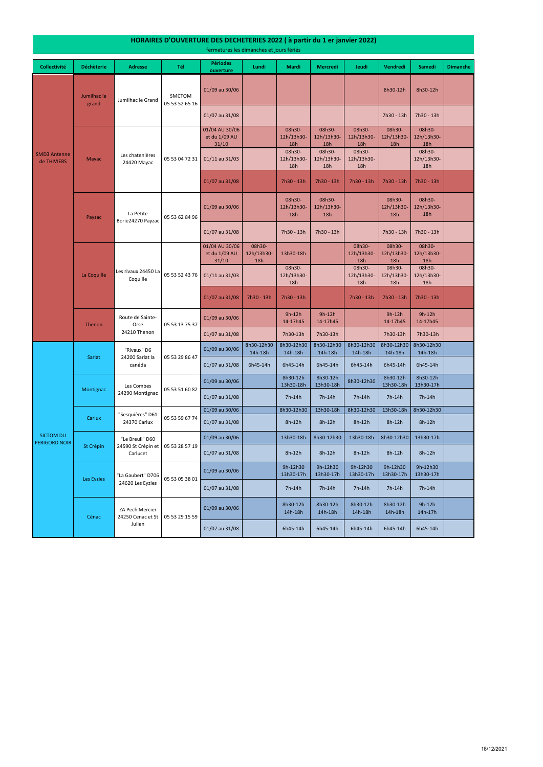# HORAIRES D'OUVERTURE DES DECHETERIES 2022 ( à partir du 1 er janvier 2022)

fermetures les dimanches et jours fériés

| Collectivité | Déchèterie | Adresse | Tél | Périodes ouverture | Lundi | Mardi | Mercredi | Jeudi | Vendredi | Samedi | Dimanche |
|---|---|---|---|---|---|---|---|---|---|---|---|
| SMD3 Antenne de THIVIERS | Jumilhac le grand | Jumilhac le Grand | SMCTOM 05 53 52 65 16 | 01/09 au 30/06 | | | | | 8h30-12h | 8h30-12h | |
| | | | | 01/07 au 31/08 | | | | | 7h30 - 13h | 7h30 - 13h | |
| | Mayac | Les chatenières 24420 Mayac | 05 53 04 72 31 | 01/04 AU 30/06 et du 1/09 AU 31/10 | | 08h30-12h/13h30-18h | 08h30-12h/13h30-18h | 08h30-12h/13h30-18h | 08h30-12h/13h30-18h | 08h30-12h/13h30-18h | |
| | | | | 01/11 au 31/03 | | 08h30-12h/13h30-18h | 08h30-12h/13h30-18h | 08h30-12h/13h30-18h | | 08h30-12h/13h30-18h | |
| | | | | 01/07 au 31/08 | | 7h30 - 13h | 7h30 - 13h | 7h30 - 13h | 7h30 - 13h | 7h30 - 13h | |
| | Payzac | La Petite Borie24270 Payzac | 05 53 62 84 96 | 01/09 au 30/06 | | 08h30-12h/13h30-18h | 08h30-12h/13h30-18h | | 08h30-12h/13h30-18h | 08h30-12h/13h30-18h | |
| | | | | 01/07 au 31/08 | | 7h30 - 13h | 7h30 - 13h | | 7h30 - 13h | 7h30 - 13h | |
| | La Coquille | Les rivaux 24450 La Coquille | 05 53 52 43 76 | 01/04 AU 30/06 et du 1/09 AU 31/10 | 08h30-12h/13h30-18h | 13h30-18h | | 08h30-12h/13h30-18h | 08h30-12h/13h30-18h | 08h30-12h/13h30-18h | |
| | | | | 01/11 au 31/03 | | 08h30-12h/13h30-18h | | 08h30-12h/13h30-18h | 08h30-12h/13h30-18h | 08h30-12h/13h30-18h | |
| | | | | 01/07 au 31/08 | 7h30 - 13h | 7h30 - 13h | | 7h30 - 13h | 7h30 - 13h | 7h30 - 13h | |
| | Thenon | Route de Sainte-Orse 24210 Thenon | 05 53 13 75 37 | 01/09 au 30/06 | | 9h-12h 14-17h45 | 9h-12h 14-17h45 | | 9h-12h 14-17h45 | 9h-12h 14-17h45 | |
| | | | | 01/07 au 31/08 | | 7h30-13h | 7h30-13h | | 7h30-13h | 7h30-13h | |
| SICTOM DU PERIGORD NOIR | Sarlat | "Rivaux" D6 24200 Sarlat la canéda | 05 53 29 86 47 | 01/09 au 30/06 | 8h30-12h30 14h-18h | 8h30-12h30 14h-18h | 8h30-12h30 14h-18h | 8h30-12h30 14h-18h | 8h30-12h30 14h-18h | 8h30-12h30 14h-18h | |
| | | | | 01/07 au 31/08 | 6h45-14h | 6h45-14h | 6h45-14h | 6h45-14h | 6h45-14h | 6h45-14h | |
| | Montignac | Les Combes 24290 Montignac | 05 53 51 60 82 | 01/09 au 30/06 | | 8h30-12h 13h30-18h | 8h30-12h 13h30-18h | 8h30-12h30 | 8h30-12h 13h30-18h | 8h30-12h 13h30-17h | |
| | | | | 01/07 au 31/08 | | 7h-14h | 7h-14h | 7h-14h | 7h-14h | 7h-14h | |
| | Carlux | "Sesquières" D61 24370 Carlux | 05 53 59 67 74 | 01/09 au 30/06 | | 8h30-12h30 | 13h30-18h | 8h30-12h30 | 13h30-18h | 8h30-12h30 | |
| | | | | 01/07 au 31/08 | | 8h-12h | 8h-12h | 8h-12h | 8h-12h | 8h-12h | |
| | St Crépin | "Le Breuil" D60 24590 St Crépin et Carlucet | 05 53 28 57 19 | 01/09 au 30/06 | | 13h30-18h | 8h30-12h30 | 13h30-18h | 8h30-12h30 | 13h30-17h | |
| | | | | 01/07 au 31/08 | | 8h-12h | 8h-12h | 8h-12h | 8h-12h | 8h-12h | |
| | Les Eyzies | "La Gaubert" D706 24620 Les Eyzies | 05 53 05 38 01 | 01/09 au 30/06 | | 9h-12h30 13h30-17h | 9h-12h30 13h30-17h | 9h-12h30 13h30-17h | 9h-12h30 13h30-17h | 9h-12h30 13h30-17h | |
| | | | | 01/07 au 31/08 | | 7h-14h | 7h-14h | 7h-14h | 7h-14h | 7h-14h | |
| | Cénac | ZA Pech Mercier 24250 Cenac et St Julien | 05 53 29 15 59 | 01/09 au 30/06 | | 8h30-12h 14h-18h | 8h30-12h 14h-18h | 8h30-12h 14h-18h | 8h30-12h 14h-18h | 9h-12h 14h-17h | |
| | | | | 01/07 au 31/08 | | 6h45-14h | 6h45-14h | 6h45-14h | 6h45-14h | 6h45-14h | |

16/12/2021